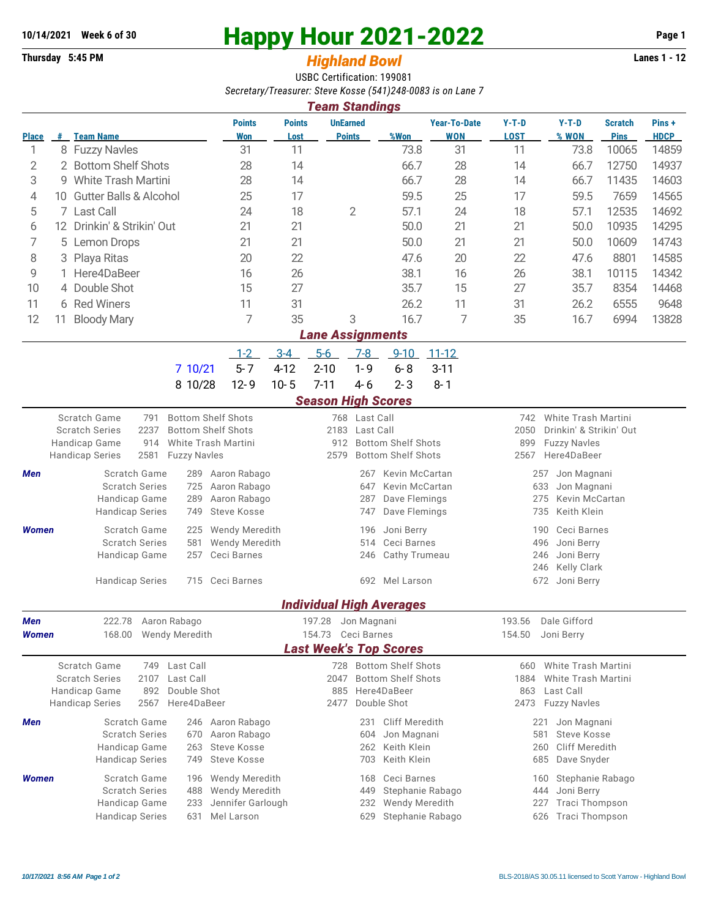**10/14/2021 Week 6 of 30**

# Happy Hour 2021-2022

**Thursday 5:45 PM**

## *Highland Bowl*

**Lanes 1 - 12**

USBC Certification: 199081

*Secretary/Treasurer: Steve Kosse (541)248-0083 is on Lane 7*

### *Team Standings*

| Place | # | Team Name | Points Won | Points Lost | UnEarned Points | %Won | Year-To-Date WON | Y-T-D LOST | Y-T-D % WON | Scratch Pins | Pins + HDCP |
|---|---|---|---|---|---|---|---|---|---|---|---|
| 1 | 8 | Fuzzy Navles | 31 | 11 | | 73.8 | 31 | 11 | 73.8 | 10065 | 14859 |
| 2 | 2 | Bottom Shelf Shots | 28 | 14 | | 66.7 | 28 | 14 | 66.7 | 12750 | 14937 |
| 3 | 9 | White Trash Martini | 28 | 14 | | 66.7 | 28 | 14 | 66.7 | 11435 | 14603 |
| 4 | 10 | Gutter Balls & Alcohol | 25 | 17 | | 59.5 | 25 | 17 | 59.5 | 7659 | 14565 |
| 5 | 7 | Last Call | 24 | 18 | 2 | 57.1 | 24 | 18 | 57.1 | 12535 | 14692 |
| 6 | 12 | Drinkin' & Strikin' Out | 21 | 21 | | 50.0 | 21 | 21 | 50.0 | 10935 | 14295 |
| 7 | 5 | Lemon Drops | 21 | 21 | | 50.0 | 21 | 21 | 50.0 | 10609 | 14743 |
| 8 | 3 | Playa Ritas | 20 | 22 | | 47.6 | 20 | 22 | 47.6 | 8801 | 14585 |
| 9 | 1 | Here4DaBeer | 16 | 26 | | 38.1 | 16 | 26 | 38.1 | 10115 | 14342 |
| 10 | 4 | Double Shot | 15 | 27 | | 35.7 | 15 | 27 | 35.7 | 8354 | 14468 |
| 11 | 6 | Red Winers | 11 | 31 | | 26.2 | 11 | 31 | 26.2 | 6555 | 9648 |
| 12 | 11 | Bloody Mary | 7 | 35 | 3 | 16.7 | 7 | 35 | 16.7 | 6994 | 13828 |

### *Lane Assignments*

| | | 1-2 | 3-4 | 5-6 | 7-8 | 9-10 | 11-12 |
|---|---|---|---|---|---|---|---|
| 7 | 10/21 | 5-7 | 4-12 | 2-10 | 1-9 | 6-8 | 3-11 |
| 8 | 10/28 | 12-9 | 10-5 | 7-11 | 4-6 | 2-3 | 8-1 |

### *Season High Scores*

| | | | | | | |
|---|---|---|---|---|---|---|
| Scratch Game | 791 | Bottom Shelf Shots | 768 | Last Call | 742 | White Trash Martini |
| Scratch Series | 2237 | Bottom Shelf Shots | 2183 | Last Call | 2050 | Drinkin' & Strikin' Out |
| Handicap Game | 914 | White Trash Martini | 912 | Bottom Shelf Shots | 899 | Fuzzy Navles |
| Handicap Series | 2581 | Fuzzy Navles | 2579 | Bottom Shelf Shots | 2567 | Here4DaBeer |

| | | | | | | | |
|---|---|---|---|---|---|---|---|
| ***Men*** | Scratch Game | 289 | Aaron Rabago | 267 | Kevin McCartan | 257 | Jon Magnani |
| | Scratch Series | 725 | Aaron Rabago | 647 | Kevin McCartan | 633 | Jon Magnani |
| | Handicap Game | 289 | Aaron Rabago | 287 | Dave Flemings | 275 | Kevin McCartan |
| | Handicap Series | 749 | Steve Kosse | 747 | Dave Flemings | 735 | Keith Klein |
| ***Women*** | Scratch Game | 225 | Wendy Meredith | 196 | Joni Berry | 190 | Ceci Barnes |
| | Scratch Series | 581 | Wendy Meredith | 514 | Ceci Barnes | 496 | Joni Berry |
| | Handicap Game | 257 | Ceci Barnes | 246 | Cathy Trumeau | 246 | Joni Berry |
| | | | | | | 246 | Kelly Clark |
| | Handicap Series | 715 | Ceci Barnes | 692 | Mel Larson | 672 | Joni Berry |

### *Individual High Averages*

| | | | | | | |
|---|---|---|---|---|---|---|
| ***Men*** | 222.78 | Aaron Rabago | 197.28 | Jon Magnani | 193.56 | Dale Gifford |
| ***Women*** | 168.00 | Wendy Meredith | 154.73 | Ceci Barnes | 154.50 | Joni Berry |

### *Last Week's Top Scores*

| | | | | | | |
|---|---|---|---|---|---|---|
| Scratch Game | 749 | Last Call | 728 | Bottom Shelf Shots | 660 | White Trash Martini |
| Scratch Series | 2107 | Last Call | 2047 | Bottom Shelf Shots | 1884 | White Trash Martini |
| Handicap Game | 892 | Double Shot | 885 | Here4DaBeer | 863 | Last Call |
| Handicap Series | 2567 | Here4DaBeer | 2477 | Double Shot | 2473 | Fuzzy Navles |

| | | | | | | | |
|---|---|---|---|---|---|---|---|
| ***Men*** | Scratch Game | 246 | Aaron Rabago | 231 | Cliff Meredith | 221 | Jon Magnani |
| | Scratch Series | 670 | Aaron Rabago | 604 | Jon Magnani | 581 | Steve Kosse |
| | Handicap Game | 263 | Steve Kosse | 262 | Keith Klein | 260 | Cliff Meredith |
| | Handicap Series | 749 | Steve Kosse | 703 | Keith Klein | 685 | Dave Snyder |
| ***Women*** | Scratch Game | 196 | Wendy Meredith | 168 | Ceci Barnes | 160 | Stephanie Rabago |
| | Scratch Series | 488 | Wendy Meredith | 449 | Stephanie Rabago | 444 | Joni Berry |
| | Handicap Game | 233 | Jennifer Garlough | 232 | Wendy Meredith | 227 | Traci Thompson |
| | Handicap Series | 631 | Mel Larson | 629 | Stephanie Rabago | 626 | Traci Thompson |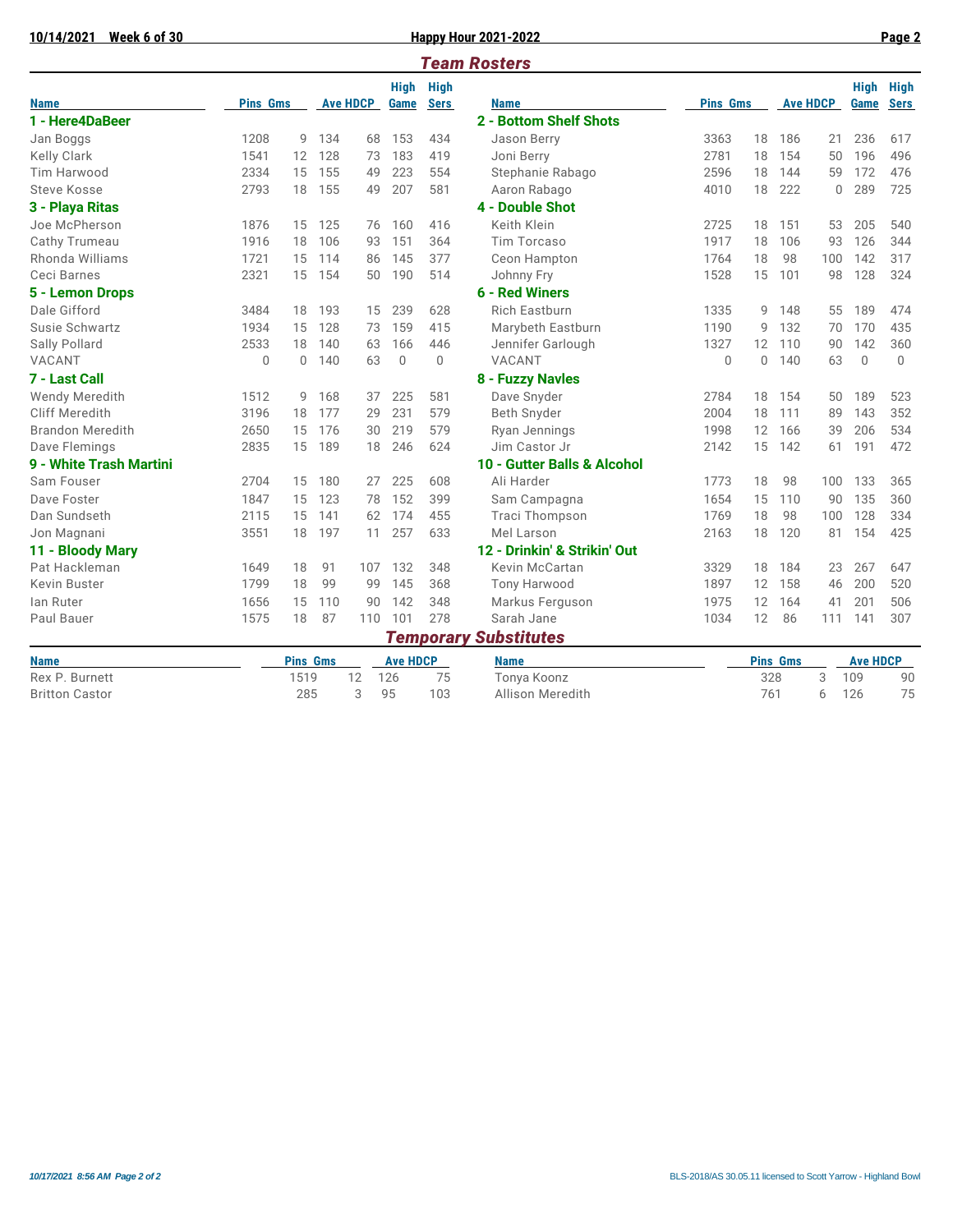## Team Rosters

| Name | Pins | Gms | Ave | HDCP | High Game | High Sers | Name | Pins | Gms | Ave | HDCP | High Game | High Sers |
|---|---|---|---|---|---|---|---|---|---|---|---|---|---|
| **1 - Here4DaBeer** | | | | | | | **2 - Bottom Shelf Shots** | | | | | | |
| Jan Boggs | 1208 | 9 | 134 | 68 | 153 | 434 | Jason Berry | 3363 | 18 | 186 | 21 | 236 | 617 |
| Kelly Clark | 1541 | 12 | 128 | 73 | 183 | 419 | Joni Berry | 2781 | 18 | 154 | 50 | 196 | 496 |
| Tim Harwood | 2334 | 15 | 155 | 49 | 223 | 554 | Stephanie Rabago | 2596 | 18 | 144 | 59 | 172 | 476 |
| Steve Kosse | 2793 | 18 | 155 | 49 | 207 | 581 | Aaron Rabago | 4010 | 18 | 222 | 0 | 289 | 725 |
| **3 - Playa Ritas** | | | | | | | **4 - Double Shot** | | | | | | |
| Joe McPherson | 1876 | 15 | 125 | 76 | 160 | 416 | Keith Klein | 2725 | 18 | 151 | 53 | 205 | 540 |
| Cathy Trumeau | 1916 | 18 | 106 | 93 | 151 | 364 | Tim Torcaso | 1917 | 18 | 106 | 93 | 126 | 344 |
| Rhonda Williams | 1721 | 15 | 114 | 86 | 145 | 377 | Ceon Hampton | 1764 | 18 | 98 | 100 | 142 | 317 |
| Ceci Barnes | 2321 | 15 | 154 | 50 | 190 | 514 | Johnny Fry | 1528 | 15 | 101 | 98 | 128 | 324 |
| **5 - Lemon Drops** | | | | | | | **6 - Red Winers** | | | | | | |
| Dale Gifford | 3484 | 18 | 193 | 15 | 239 | 628 | Rich Eastburn | 1335 | 9 | 148 | 55 | 189 | 474 |
| Susie Schwartz | 1934 | 15 | 128 | 73 | 159 | 415 | Marybeth Eastburn | 1190 | 9 | 132 | 70 | 170 | 435 |
| Sally Pollard | 2533 | 18 | 140 | 63 | 166 | 446 | Jennifer Garlough | 1327 | 12 | 110 | 90 | 142 | 360 |
| VACANT | 0 | 0 | 140 | 63 | 0 | 0 | VACANT | 0 | 0 | 140 | 63 | 0 | 0 |
| **7 - Last Call** | | | | | | | **8 - Fuzzy Navles** | | | | | | |
| Wendy Meredith | 1512 | 9 | 168 | 37 | 225 | 581 | Dave Snyder | 2784 | 18 | 154 | 50 | 189 | 523 |
| Cliff Meredith | 3196 | 18 | 177 | 29 | 231 | 579 | Beth Snyder | 2004 | 18 | 111 | 89 | 143 | 352 |
| Brandon Meredith | 2650 | 15 | 176 | 30 | 219 | 579 | Ryan Jennings | 1998 | 12 | 166 | 39 | 206 | 534 |
| Dave Flemings | 2835 | 15 | 189 | 18 | 246 | 624 | Jim Castor Jr | 2142 | 15 | 142 | 61 | 191 | 472 |
| **9 - White Trash Martini** | | | | | | | **10 - Gutter Balls & Alcohol** | | | | | | |
| Sam Fouser | 2704 | 15 | 180 | 27 | 225 | 608 | Ali Harder | 1773 | 18 | 98 | 100 | 133 | 365 |
| Dave Foster | 1847 | 15 | 123 | 78 | 152 | 399 | Sam Campagna | 1654 | 15 | 110 | 90 | 135 | 360 |
| Dan Sundseth | 2115 | 15 | 141 | 62 | 174 | 455 | Traci Thompson | 1769 | 18 | 98 | 100 | 128 | 334 |
| Jon Magnani | 3551 | 18 | 197 | 11 | 257 | 633 | Mel Larson | 2163 | 18 | 120 | 81 | 154 | 425 |
| **11 - Bloody Mary** | | | | | | | **12 - Drinkin' & Strikin' Out** | | | | | | |
| Pat Hackleman | 1649 | 18 | 91 | 107 | 132 | 348 | Kevin McCartan | 3329 | 18 | 184 | 23 | 267 | 647 |
| Kevin Buster | 1799 | 18 | 99 | 99 | 145 | 368 | Tony Harwood | 1897 | 12 | 158 | 46 | 200 | 520 |
| Ian Ruter | 1656 | 15 | 110 | 90 | 142 | 348 | Markus Ferguson | 1975 | 12 | 164 | 41 | 201 | 506 |
| Paul Bauer | 1575 | 18 | 87 | 110 | 101 | 278 | Sarah Jane | 1034 | 12 | 86 | 111 | 141 | 307 |

## Temporary Substitutes

| Name | Pins | Gms | Ave | HDCP | Name | Pins | Gms | Ave | HDCP |
|---|---|---|---|---|---|---|---|---|---|
| Rex P. Burnett | 1519 | 12 | 126 | 75 | Tonya Koonz | 328 | 3 | 109 | 90 |
| Britton Castor | 285 | 3 | 95 | 103 | Allison Meredith | 761 | 6 | 126 | 75 |